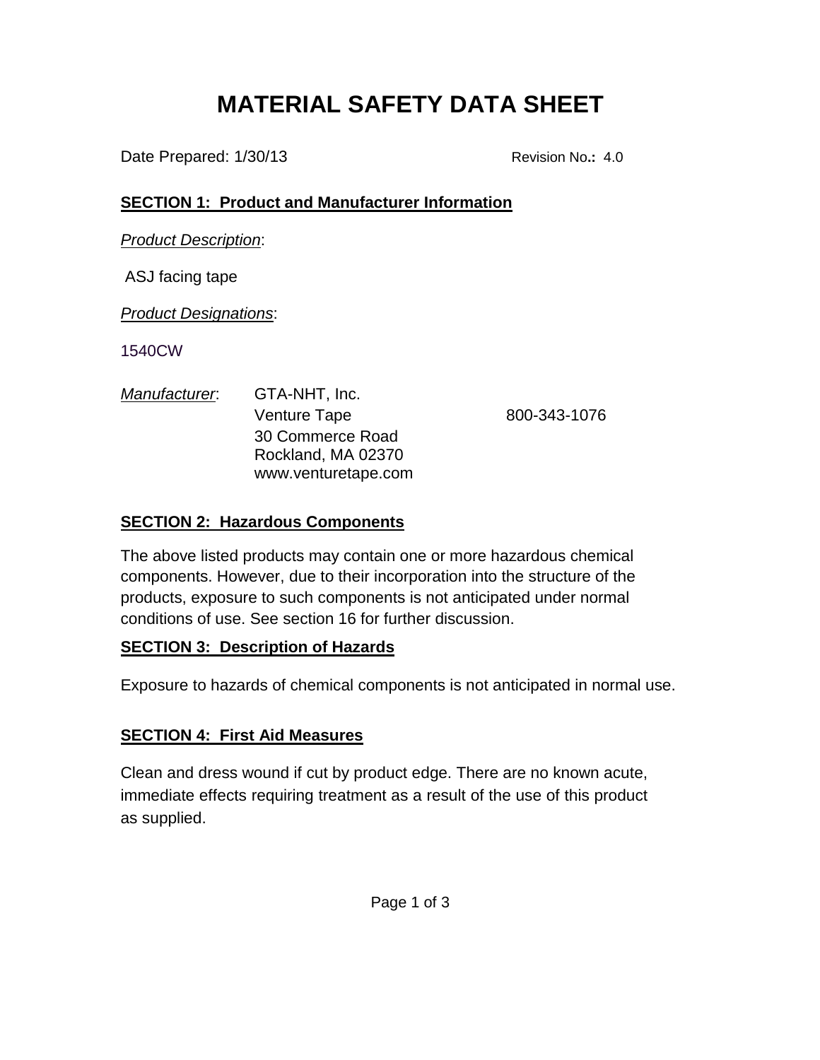# MATERIAL SAFETY DATA SHEET

Date Prepared: 1/30/13 Revision No.: 4.0

## SECTION 1: Product and Manufacturer Information

*Product Description*:

ASJ facing tape

*Product Designations*:

1540CW

*Manufacturer*: GTA-NHT, Inc.
Venture Tape 800-343-1076
30 Commerce Road
Rockland, MA 02370
www.venturetape.com

## SECTION 2: Hazardous Components

The above listed products may contain one or more hazardous chemical components. However, due to their incorporation into the structure of the products, exposure to such components is not anticipated under normal conditions of use. See section 16 for further discussion.

## SECTION 3: Description of Hazards

Exposure to hazards of chemical components is not anticipated in normal use.

## SECTION 4: First Aid Measures

Clean and dress wound if cut by product edge. There are no known acute, immediate effects requiring treatment as a result of the use of this product as supplied.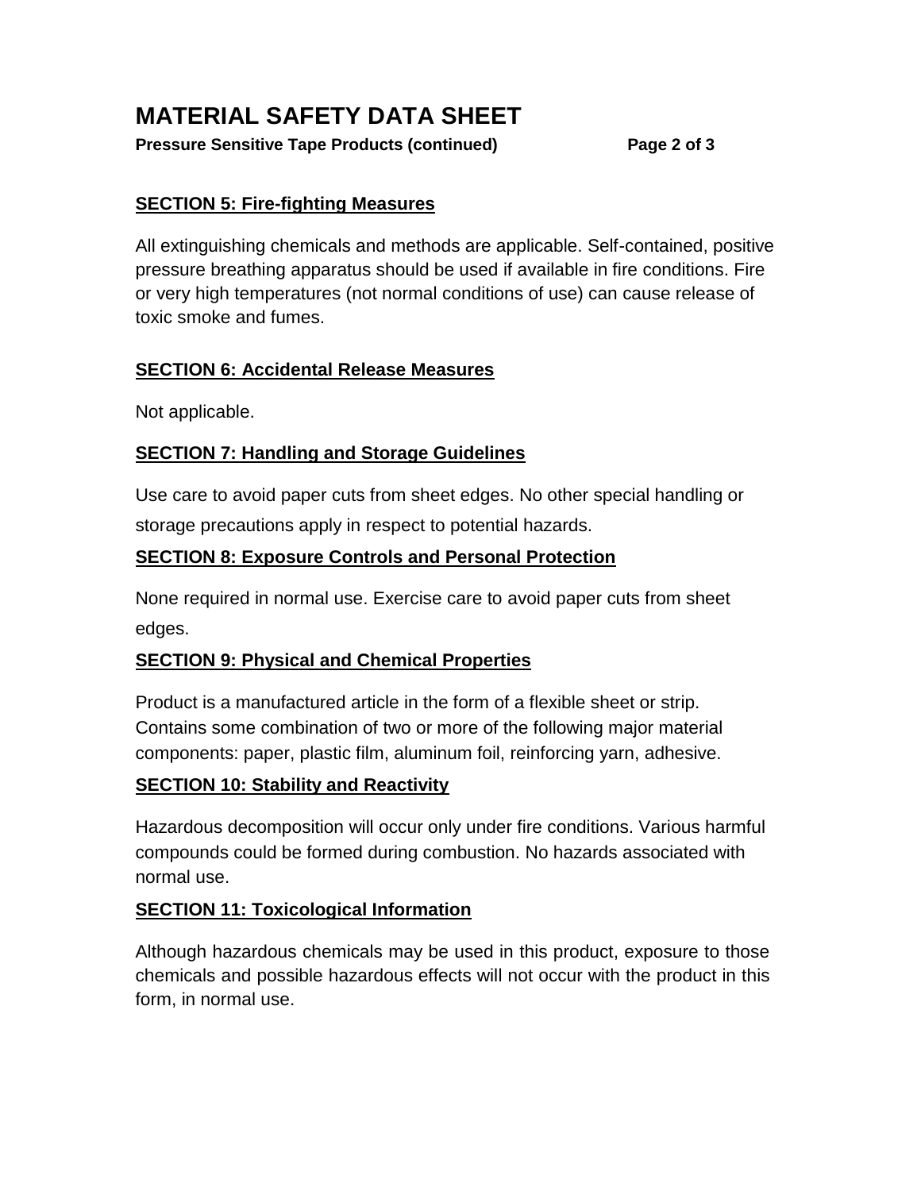# MATERIAL SAFETY DATA SHEET

**Pressure Sensitive Tape Products (continued)**

## SECTION 5: Fire-fighting Measures

All extinguishing chemicals and methods are applicable. Self-contained, positive pressure breathing apparatus should be used if available in fire conditions. Fire or very high temperatures (not normal conditions of use) can cause release of toxic smoke and fumes.

## SECTION 6: Accidental Release Measures

Not applicable.

## SECTION 7: Handling and Storage Guidelines

Use care to avoid paper cuts from sheet edges. No other special handling or storage precautions apply in respect to potential hazards.

## SECTION 8: Exposure Controls and Personal Protection

None required in normal use. Exercise care to avoid paper cuts from sheet edges.

## SECTION 9: Physical and Chemical Properties

Product is a manufactured article in the form of a flexible sheet or strip. Contains some combination of two or more of the following major material components: paper, plastic film, aluminum foil, reinforcing yarn, adhesive.

## SECTION 10: Stability and Reactivity

Hazardous decomposition will occur only under fire conditions. Various harmful compounds could be formed during combustion. No hazards associated with normal use.

## SECTION 11: Toxicological Information

Although hazardous chemicals may be used in this product, exposure to those chemicals and possible hazardous effects will not occur with the product in this form, in normal use.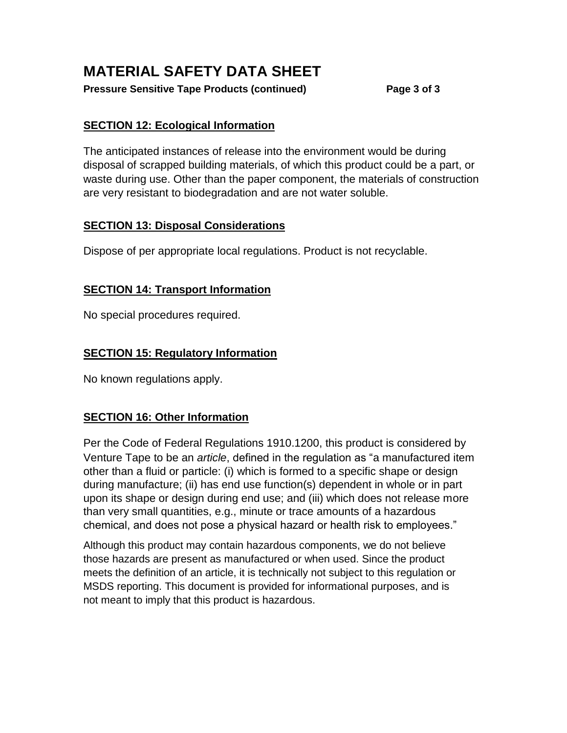# MATERIAL SAFETY DATA SHEET

**Pressure Sensitive Tape Products (continued)**

## SECTION 12: Ecological Information

The anticipated instances of release into the environment would be during disposal of scrapped building materials, of which this product could be a part, or waste during use. Other than the paper component, the materials of construction are very resistant to biodegradation and are not water soluble.

## SECTION 13: Disposal Considerations

Dispose of per appropriate local regulations. Product is not recyclable.

## SECTION 14: Transport Information

No special procedures required.

## SECTION 15: Regulatory Information

No known regulations apply.

## SECTION 16: Other Information

Per the Code of Federal Regulations 1910.1200, this product is considered by Venture Tape to be an *article*, defined in the regulation as "a manufactured item other than a fluid or particle: (i) which is formed to a specific shape or design during manufacture; (ii) has end use function(s) dependent in whole or in part upon its shape or design during end use; and (iii) which does not release more than very small quantities, e.g., minute or trace amounts of a hazardous chemical, and does not pose a physical hazard or health risk to employees."

Although this product may contain hazardous components, we do not believe those hazards are present as manufactured or when used. Since the product meets the definition of an article, it is technically not subject to this regulation or MSDS reporting. This document is provided for informational purposes, and is not meant to imply that this product is hazardous.